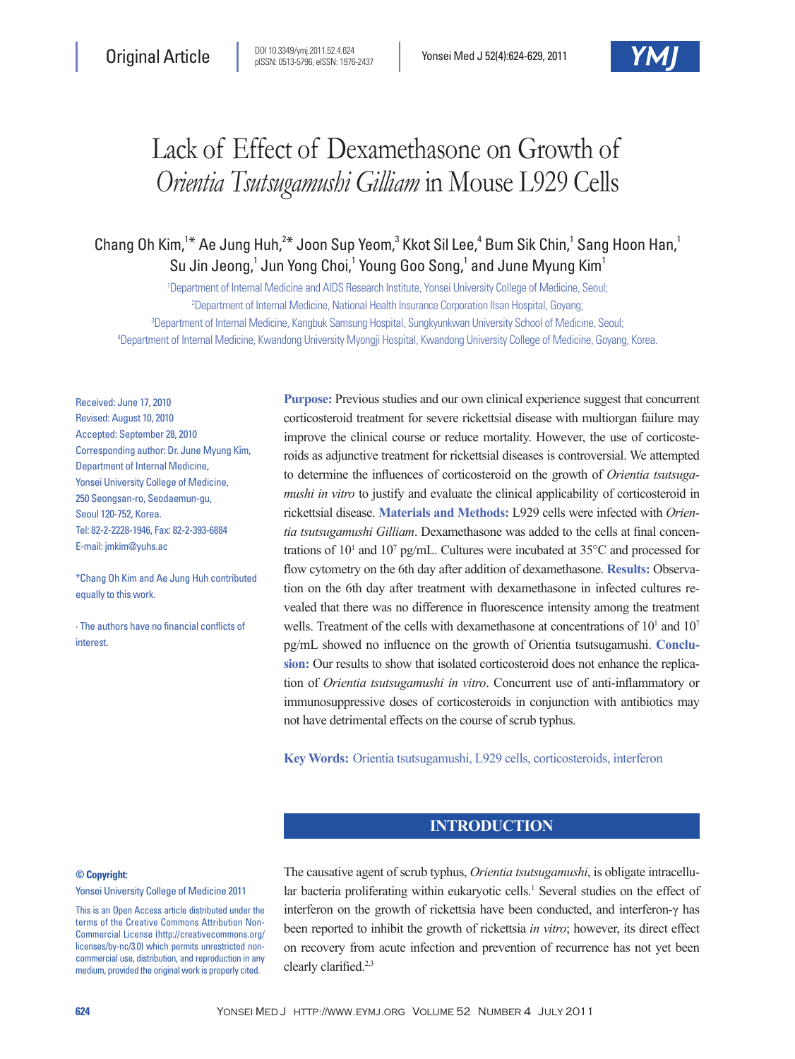Original Article

DOI 10.3349/ymj.2011.52.4.624
pISSN: 0513-5796, eISSN: 1976-2437

# Lack of Effect of Dexamethasone on Growth of *Orientia Tsutsugamushi Gilliam* in Mouse L929 Cells

Chang Oh Kim,[1*] Ae Jung Huh,[2*] Joon Sup Yeom,[3] Kkot Sil Lee,[4] Bum Sik Chin,[1] Sang Hoon Han,[1] Su Jin Jeong,[1] Jun Yong Choi,[1] Young Goo Song,[1] and June Myung Kim[1]

[1]Department of Internal Medicine and AIDS Research Institute, Yonsei University College of Medicine, Seoul;
[2]Department of Internal Medicine, National Health Insurance Corporation Ilsan Hospital, Goyang;
[3]Department of Internal Medicine, Kangbuk Samsung Hospital, Sungkyunkwan University School of Medicine, Seoul;
[4]Department of Internal Medicine, Kwandong University Myongji Hospital, Kwandong University College of Medicine, Goyang, Korea.

Received: June 17, 2010
Revised: August 10, 2010
Accepted: September 28, 2010
Corresponding author: Dr. June Myung Kim, Department of Internal Medicine, Yonsei University College of Medicine, 250 Seongsan-ro, Seodaemun-gu, Seoul 120-752, Korea.
Tel: 82-2-2228-1946, Fax: 82-2-393-6884
E-mail: jmkim@yuhs.ac

*Chang Oh Kim and Ae Jung Huh contributed equally to this work.

∙ The authors have no financial conflicts of interest.

**Purpose:** Previous studies and our own clinical experience suggest that concurrent corticosteroid treatment for severe rickettsial disease with multiorgan failure may improve the clinical course or reduce mortality. However, the use of corticosteroids as adjunctive treatment for rickettsial diseases is controversial. We attempted to determine the influences of corticosteroid on the growth of *Orientia tsutsugamushi in vitro* to justify and evaluate the clinical applicability of corticosteroid in rickettsial disease. **Materials and Methods:** L929 cells were infected with *Orientia tsutsugamushi Gilliam*. Dexamethasone was added to the cells at final concentrations of $10^1$ and $10^7$ pg/mL. Cultures were incubated at 35°C and processed for flow cytometry on the 6th day after addition of dexamethasone. **Results:** Observation on the 6th day after treatment with dexamethasone in infected cultures revealed that there was no difference in fluorescence intensity among the treatment wells. Treatment of the cells with dexamethasone at concentrations of $10^1$ and $10^7$ pg/mL showed no influence on the growth of Orientia tsutsugamushi. **Conclusion:** Our results to show that isolated corticosteroid does not enhance the replication of *Orientia tsutsugamushi in vitro*. Concurrent use of anti-inflammatory or immunosuppressive doses of corticosteroids in conjunction with antibiotics may not have detrimental effects on the course of scrub typhus.

**Key Words:** Orientia tsutsugamushi, L929 cells, corticosteroids, interferon

**© Copyright:**
Yonsei University College of Medicine 2011

This is an Open Access article distributed under the terms of the Creative Commons Attribution Non-Commercial License (http://creativecommons.org/licenses/by-nc/3.0) which permits unrestricted non-commercial use, distribution, and reproduction in any medium, provided the original work is properly cited.

## INTRODUCTION

The causative agent of scrub typhus, *Orientia tsutsugamushi*, is obligate intracellular bacteria proliferating within eukaryotic cells.[1] Several studies on the effect of interferon on the growth of rickettsia have been conducted, and interferon-γ has been reported to inhibit the growth of rickettsia *in vitro*; however, its direct effect on recovery from acute infection and prevention of recurrence has not yet been clearly clarified.[2,3]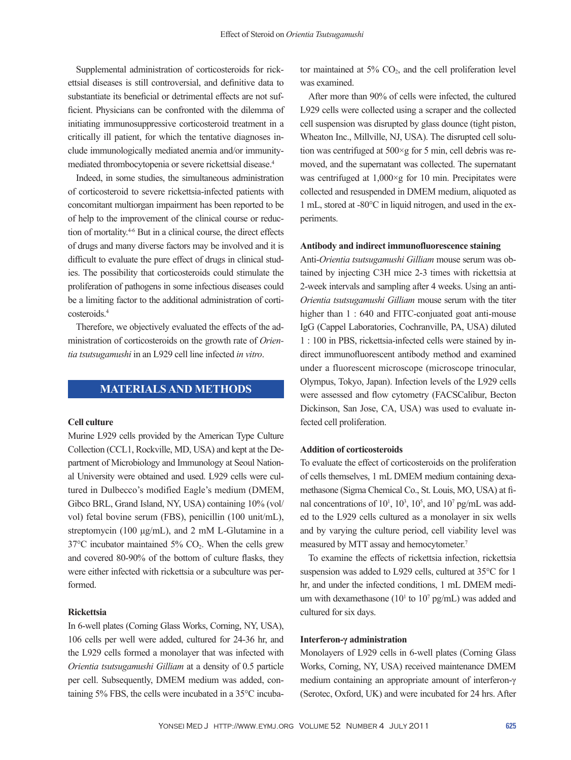Supplemental administration of corticosteroids for rickettsial diseases is still controversial, and definitive data to substantiate its beneficial or detrimental effects are not sufficient. Physicians can be confronted with the dilemma of initiating immunosuppressive corticosteroid treatment in a critically ill patient, for which the tentative diagnoses include immunologically mediated anemia and/or immunity-mediated thrombocytopenia or severe rickettsial disease.[4]

Indeed, in some studies, the simultaneous administration of corticosteroid to severe rickettsia-infected patients with concomitant multiorgan impairment has been reported to be of help to the improvement of the clinical course or reduction of mortality.[4-6] But in a clinical course, the direct effects of drugs and many diverse factors may be involved and it is difficult to evaluate the pure effect of drugs in clinical studies. The possibility that corticosteroids could stimulate the proliferation of pathogens in some infectious diseases could be a limiting factor to the additional administration of corticosteroids.[4]

Therefore, we objectively evaluated the effects of the administration of corticosteroids on the growth rate of *Orientia tsutsugamushi* in an L929 cell line infected *in vitro*.

## MATERIALS AND METHODS

### Cell culture

Murine L929 cells provided by the American Type Culture Collection (CCL1, Rockville, MD, USA) and kept at the Department of Microbiology and Immunology at Seoul National University were obtained and used. L929 cells were cultured in Dulbecco's modified Eagle's medium (DMEM, Gibco BRL, Grand Island, NY, USA) containing 10% (vol/vol) fetal bovine serum (FBS), penicillin (100 unit/mL), streptomycin (100 µg/mL), and 2 mM L-Glutamine in a 37°C incubator maintained 5% $CO_2$. When the cells grew and covered 80-90% of the bottom of culture flasks, they were either infected with rickettsia or a subculture was performed.

### Rickettsia

In 6-well plates (Corning Glass Works, Corning, NY, USA), 106 cells per well were added, cultured for 24-36 hr, and the L929 cells formed a monolayer that was infected with *Orientia tsutsugamushi Gilliam* at a density of 0.5 particle per cell. Subsequently, DMEM medium was added, containing 5% FBS, the cells were incubated in a 35°C incubator maintained at 5% $CO_2$, and the cell proliferation level was examined.

After more than 90% of cells were infected, the cultured L929 cells were collected using a scraper and the collected cell suspension was disrupted by glass dounce (tight piston, Wheaton Inc., Millville, NJ, USA). The disrupted cell solution was centrifuged at 500×g for 5 min, cell debris was removed, and the supernatant was collected. The supernatant was centrifuged at 1,000×g for 10 min. Precipitates were collected and resuspended in DMEM medium, aliquoted as 1 mL, stored at -80°C in liquid nitrogen, and used in the experiments.

### Antibody and indirect immunofluorescence staining

Anti-*Orientia tsutsugamushi Gilliam* mouse serum was obtained by injecting C3H mice 2-3 times with rickettsia at 2-week intervals and sampling after 4 weeks. Using an anti-*Orientia tsutsugamushi Gilliam* mouse serum with the titer higher than 1 : 640 and FITC-conjuated goat anti-mouse IgG (Cappel Laboratories, Cochranville, PA, USA) diluted 1 : 100 in PBS, rickettsia-infected cells were stained by indirect immunofluorescent antibody method and examined under a fluorescent microscope (microscope trinocular, Olympus, Tokyo, Japan). Infection levels of the L929 cells were assessed and flow cytometry (FACSCalibur, Becton Dickinson, San Jose, CA, USA) was used to evaluate infected cell proliferation.

### Addition of corticosteroids

To evaluate the effect of corticosteroids on the proliferation of cells themselves, 1 mL DMEM medium containing dexamethasone (Sigma Chemical Co., St. Louis, MO, USA) at final concentrations of $10^1$, $10^3$, $10^5$, and $10^7$ pg/mL was added to the L929 cells cultured as a monolayer in six wells and by varying the culture period, cell viability level was measured by MTT assay and hemocytometer.[7]

To examine the effects of rickettsia infection, rickettsia suspension was added to L929 cells, cultured at 35°C for 1 hr, and under the infected conditions, 1 mL DMEM medium with dexamethasone ($10^1$ to $10^7$ pg/mL) was added and cultured for six days.

### Interferon-γ administration

Monolayers of L929 cells in 6-well plates (Corning Glass Works, Corning, NY, USA) received maintenance DMEM medium containing an appropriate amount of interferon-γ (Serotec, Oxford, UK) and were incubated for 24 hrs. After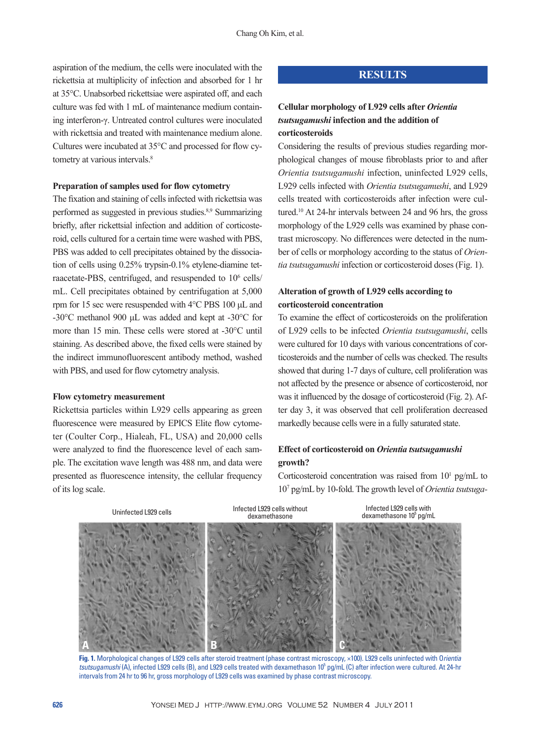aspiration of the medium, the cells were inoculated with the rickettsia at multiplicity of infection and absorbed for 1 hr at 35°C. Unabsorbed rickettsiae were aspirated off, and each culture was fed with 1 mL of maintenance medium containing interferon-γ. Untreated control cultures were inoculated with rickettsia and treated with maintenance medium alone. Cultures were incubated at 35°C and processed for flow cytometry at various intervals.[8]

### Preparation of samples used for flow cytometry

The fixation and staining of cells infected with rickettsia was performed as suggested in previous studies.[8,9] Summarizing briefly, after rickettsial infection and addition of corticosteroid, cells cultured for a certain time were washed with PBS, PBS was added to cell precipitates obtained by the dissociation of cells using 0.25% trypsin-0.1% etylene-diamine tetraacetate-PBS, centrifuged, and resuspended to $10^6$ cells/mL. Cell precipitates obtained by centrifugation at 5,000 rpm for 15 sec were resuspended with 4°C PBS 100 μL and -30°C methanol 900 μL was added and kept at -30°C for more than 15 min. These cells were stored at -30°C until staining. As described above, the fixed cells were stained by the indirect immunofluorescent antibody method, washed with PBS, and used for flow cytometry analysis.

### Flow cytometry measurement

Rickettsia particles within L929 cells appearing as green fluorescence were measured by EPICS Elite flow cytometer (Coulter Corp., Hialeah, FL, USA) and 20,000 cells were analyzed to find the fluorescence level of each sample. The excitation wave length was 488 nm, and data were presented as fluorescence intensity, the cellular frequency of its log scale.

## RESULTS

### Cellular morphology of L929 cells after *Orientia tsutsugamushi* infection and the addition of corticosteroids

Considering the results of previous studies regarding morphological changes of mouse fibroblasts prior to and after *Orientia tsutsugamushi* infection, uninfected L929 cells, L929 cells infected with *Orientia tsutsugamushi*, and L929 cells treated with corticosteroids after infection were cultured.[10] At 24-hr intervals between 24 and 96 hrs, the gross morphology of the L929 cells was examined by phase contrast microscopy. No differences were detected in the number of cells or morphology according to the status of *Orientia tsutsugamushi* infection or corticosteroid doses (Fig. 1).

### Alteration of growth of L929 cells according to corticosteroid concentration

To examine the effect of corticosteroids on the proliferation of L929 cells to be infected *Orientia tsutsugamushi*, cells were cultured for 10 days with various concentrations of corticosteroids and the number of cells was checked. The results showed that during 1-7 days of culture, cell proliferation was not affected by the presence or absence of corticosteroid, nor was it influenced by the dosage of corticosteroid (Fig. 2). After day 3, it was observed that cell proliferation decreased markedly because cells were in a fully saturated state.

### Effect of corticosteroid on *Orientia tsutsugamushi* growth?

Corticosteroid concentration was raised from $10^1$ pg/mL to $10^7$ pg/mL by 10-fold. The growth level of *Orientia tsutsuga-*

Uninfected L929 cells | Infected L929 cells without dexamethasone | Infected L929 cells with dexamethasone $10^5$ pg/mL

**Fig. 1.** Morphological changes of L929 cells after steroid treatment (phase contrast microscopy, ×100). L929 cells uninfected with O*rientia tsutsugamushi* (A), infected L929 cells (B), and L929 cells treated with dexamethason $10^5$ pg/mL (C) after infection were cultured. At 24-hr intervals from 24 hr to 96 hr, gross morphology of L929 cells was examined by phase contrast microscopy.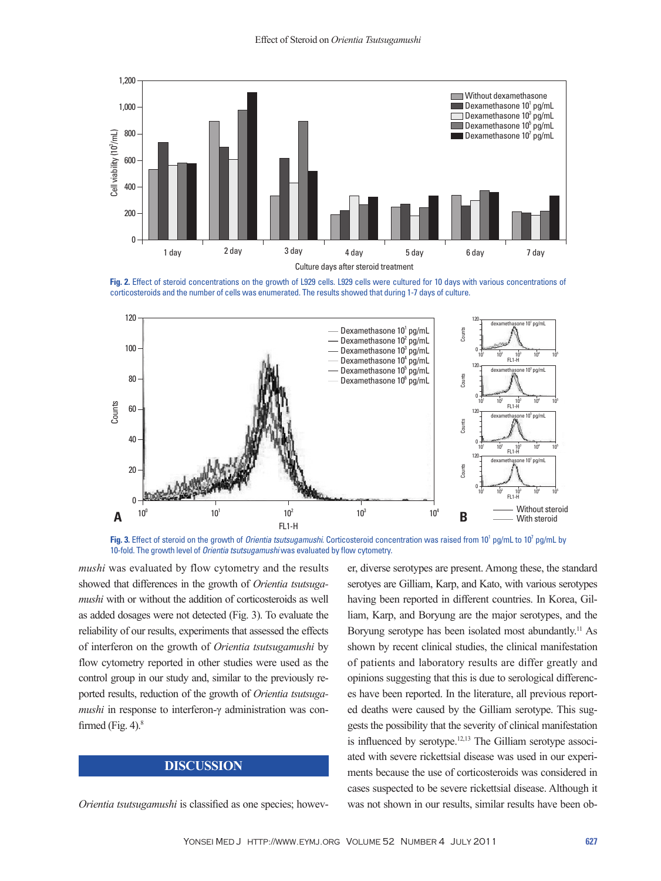Fig. 2. Effect of steroid concentrations on the growth of L929 cells. L929 cells were cultured for 10 days with various concentrations of corticosteroids and the number of cells was enumerated. The results showed that during 1-7 days of culture.

Fig. 3. Effect of steroid on the growth of *Orientia tsutsugamushi*. Corticosteroid concentration was raised from $10^1$ pg/mL to $10^7$ pg/mL by 10-fold. The growth level of *Orientia tsutsugamushi* was evaluated by flow cytometry.

*mushi* was evaluated by flow cytometry and the results showed that differences in the growth of *Orientia tsutsugamushi* with or without the addition of corticosteroids as well as added dosages were not detected (Fig. 3). To evaluate the reliability of our results, experiments that assessed the effects of interferon on the growth of *Orientia tsutsugamushi* by flow cytometry reported in other studies were used as the control group in our study and, similar to the previously reported results, reduction of the growth of *Orientia tsutsugamushi* in response to interferon-γ administration was confirmed (Fig. 4).[8]

## DISCUSSION

*Orientia tsutsugamushi* is classified as one species; however, diverse serotypes are present. Among these, the standard serotyes are Gilliam, Karp, and Kato, with various serotypes having been reported in different countries. In Korea, Gilliam, Karp, and Boryung are the major serotypes, and the Boryung serotype has been isolated most abundantly.[11] As shown by recent clinical studies, the clinical manifestation of patients and laboratory results are differ greatly and opinions suggesting that this is due to serological differences have been reported. In the literature, all previous reported deaths were caused by the Gilliam serotype. This suggests the possibility that the severity of clinical manifestation is influenced by serotype.[12,13] The Gilliam serotype associated with severe rickettsial disease was used in our experiments because the use of corticosteroids was considered in cases suspected to be severe rickettsial disease. Although it was not shown in our results, similar results have been ob-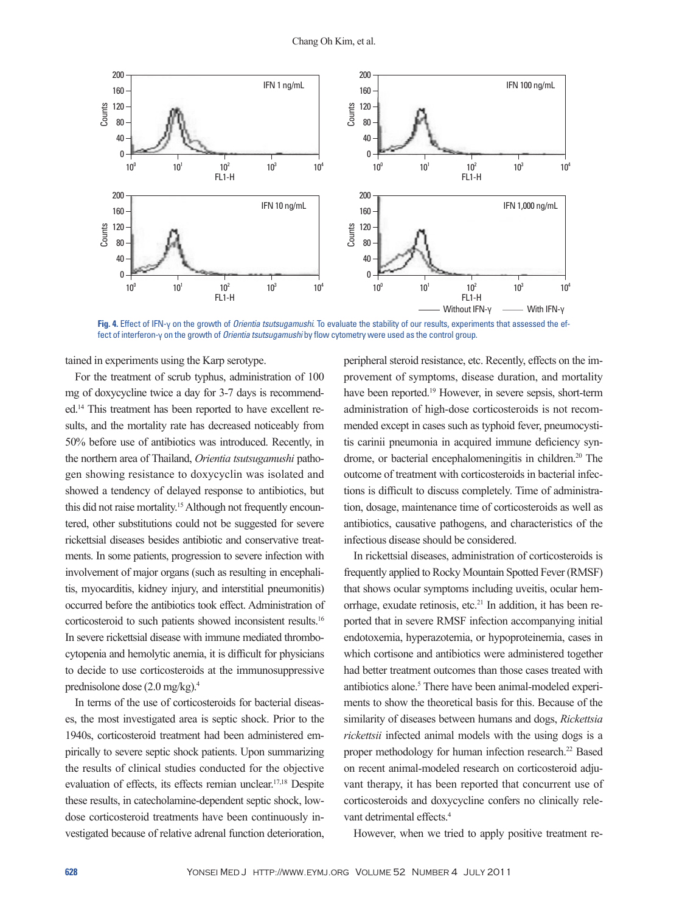Fig. 4. Effect of IFN-γ on the growth of *Orientia tsutsugamushi*. To evaluate the stability of our results, experiments that assessed the effect of interferon-γ on the growth of *Orientia tsutsugamushi* by flow cytometry were used as the control group.

tained in experiments using the Karp serotype.

For the treatment of scrub typhus, administration of 100 mg of doxycycline twice a day for 3-7 days is recommended.[14] This treatment has been reported to have excellent results, and the mortality rate has decreased noticeably from 50% before use of antibiotics was introduced. Recently, in the northern area of Thailand, *Orientia tsutsugamushi* pathogen showing resistance to doxycyclin was isolated and showed a tendency of delayed response to antibiotics, but this did not raise mortality.[15] Although not frequently encountered, other substitutions could not be suggested for severe rickettsial diseases besides antibiotic and conservative treatments. In some patients, progression to severe infection with involvement of major organs (such as resulting in encephalitis, myocarditis, kidney injury, and interstitial pneumonitis) occurred before the antibiotics took effect. Administration of corticosteroid to such patients showed inconsistent results.[16] In severe rickettsial disease with immune mediated thrombocytopenia and hemolytic anemia, it is difficult for physicians to decide to use corticosteroids at the immunosuppressive prednisolone dose (2.0 mg/kg).[4]

In terms of the use of corticosteroids for bacterial diseases, the most investigated area is septic shock. Prior to the 1940s, corticosteroid treatment had been administered empirically to severe septic shock patients. Upon summarizing the results of clinical studies conducted for the objective evaluation of effects, its effects remian unclear.[17,18] Despite these results, in catecholamine-dependent septic shock, low-dose corticosteroid treatments have been continuously investigated because of relative adrenal function deterioration, peripheral steroid resistance, etc. Recently, effects on the improvement of symptoms, disease duration, and mortality have been reported.[19] However, in severe sepsis, short-term administration of high-dose corticosteroids is not recommended except in cases such as typhoid fever, pneumocystitis carinii pneumonia in acquired immune deficiency syndrome, or bacterial encephalomeningitis in children.[20] The outcome of treatment with corticosteroids in bacterial infections is difficult to discuss completely. Time of administration, dosage, maintenance time of corticosteroids as well as antibiotics, causative pathogens, and characteristics of the infectious disease should be considered.

In rickettsial diseases, administration of corticosteroids is frequently applied to Rocky Mountain Spotted Fever (RMSF) that shows ocular symptoms including uveitis, ocular hemorrhage, exudate retinosis, etc.[21] In addition, it has been reported that in severe RMSF infection accompanying initial endotoxemia, hyperazotemia, or hypoproteinemia, cases in which cortisone and antibiotics were administered together had better treatment outcomes than those cases treated with antibiotics alone.[5] There have been animal-modeled experiments to show the theoretical basis for this. Because of the similarity of diseases between humans and dogs, *Rickettsia rickettsii* infected animal models with the using dogs is a proper methodology for human infection research.[22] Based on recent animal-modeled research on corticosteroid adjuvant therapy, it has been reported that concurrent use of corticosteroids and doxycycline confers no clinically relevant detrimental effects.[4]

However, when we tried to apply positive treatment re-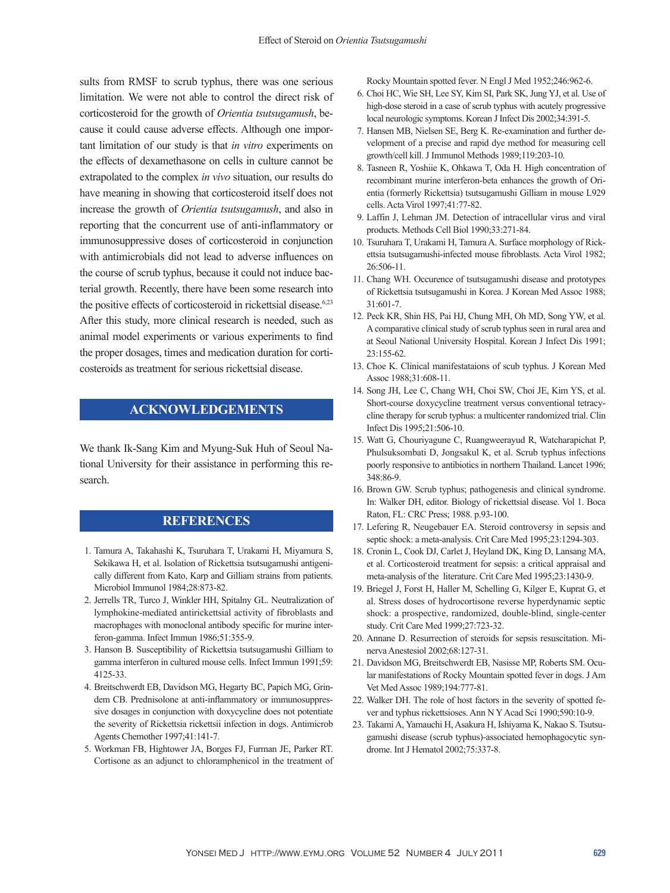sults from RMSF to scrub typhus, there was one serious limitation. We were not able to control the direct risk of corticosteroid for the growth of *Orientia tsutsugamush*, because it could cause adverse effects. Although one important limitation of our study is that *in vitro* experiments on the effects of dexamethasone on cells in culture cannot be extrapolated to the complex *in vivo* situation, our results do have meaning in showing that corticosteroid itself does not increase the growth of *Orientia tsutsugamush*, and also in reporting that the concurrent use of anti-inflammatory or immunosuppressive doses of corticosteroid in conjunction with antimicrobials did not lead to adverse influences on the course of scrub typhus, because it could not induce bacterial growth. Recently, there have been some research into the positive effects of corticosteroid in rickettsial disease.[6,23] After this study, more clinical research is needed, such as animal model experiments or various experiments to find the proper dosages, times and medication duration for corticosteroids as treatment for serious rickettsial disease.

## ACKNOWLEDGEMENTS

We thank Ik-Sang Kim and Myung-Suk Huh of Seoul National University for their assistance in performing this research.

## REFERENCES

1. Tamura A, Takahashi K, Tsuruhara T, Urakami H, Miyamura S, Sekikawa H, et al. Isolation of Rickettsia tsutsugamushi antigenically different from Kato, Karp and Gilliam strains from patients. Microbiol Immunol 1984;28:873-82.
2. Jerrells TR, Turco J, Winkler HH, Spitalny GL. Neutralization of lymphokine-mediated antirickettsial activity of fibroblasts and macrophages with monoclonal antibody specific for murine interferon-gamma. Infect Immun 1986;51:355-9.
3. Hanson B. Susceptibility of Rickettsia tsutsugamushi Gilliam to gamma interferon in cultured mouse cells. Infect Immun 1991;59: 4125-33.
4. Breitschwerdt EB, Davidson MG, Hegarty BC, Papich MG, Grindem CB. Prednisolone at anti-inflammatory or immunosuppressive dosages in conjunction with doxycycline does not potentiate the severity of Rickettsia rickettsii infection in dogs. Antimicrob Agents Chemother 1997;41:141-7.
5. Workman FB, Hightower JA, Borges FJ, Furman JE, Parker RT. Cortisone as an adjunct to chloramphenicol in the treatment of Rocky Mountain spotted fever. N Engl J Med 1952;246:962-6.
6. Choi HC, Wie SH, Lee SY, Kim SI, Park SK, Jung YJ, et al. Use of high-dose steroid in a case of scrub typhus with acutely progressive local neurologic symptoms. Korean J Infect Dis 2002;34:391-5.
7. Hansen MB, Nielsen SE, Berg K. Re-examination and further development of a precise and rapid dye method for measuring cell growth/cell kill. J Immunol Methods 1989;119:203-10.
8. Tasneen R, Yoshiie K, Ohkawa T, Oda H. High concentration of recombinant murine interferon-beta enhances the growth of Orientia (formerly Rickettsia) tsutsugamushi Gilliam in mouse L929 cells. Acta Virol 1997;41:77-82.
9. Laffin J, Lehman JM. Detection of intracellular virus and viral products. Methods Cell Biol 1990;33:271-84.
10. Tsuruhara T, Urakami H, Tamura A. Surface morphology of Rickettsia tsutsugamushi-infected mouse fibroblasts. Acta Virol 1982; 26:506-11.
11. Chang WH. Occurence of tsutsugamushi disease and prototypes of Rickettsia tsutsugamushi in Korea. J Korean Med Assoc 1988; 31:601-7.
12. Peck KR, Shin HS, Pai HJ, Chung MH, Oh MD, Song YW, et al. A comparative clinical study of scrub typhus seen in rural area and at Seoul National University Hospital. Korean J Infect Dis 1991; 23:155-62.
13. Choe K. Clinical manifestataions of scub typhus. J Korean Med Assoc 1988;31:608-11.
14. Song JH, Lee C, Chang WH, Choi SW, Choi JE, Kim YS, et al. Short-course doxycycline treatment versus conventional tetracycline therapy for scrub typhus: a multicenter randomized trial. Clin Infect Dis 1995;21:506-10.
15. Watt G, Chouriyagune C, Ruangweerayud R, Watcharapichat P, Phulsuksombati D, Jongsakul K, et al. Scrub typhus infections poorly responsive to antibiotics in northern Thailand. Lancet 1996; 348:86-9.
16. Brown GW. Scrub typhus; pathogenesis and clinical syndrome. In: Walker DH, editor. Biology of rickettsial disease. Vol 1. Boca Raton, FL: CRC Press; 1988. p.93-100.
17. Lefering R, Neugebauer EA. Steroid controversy in sepsis and septic shock: a meta-analysis. Crit Care Med 1995;23:1294-303.
18. Cronin L, Cook DJ, Carlet J, Heyland DK, King D, Lansang MA, et al. Corticosteroid treatment for sepsis: a critical appraisal and meta-analysis of the literature. Crit Care Med 1995;23:1430-9.
19. Briegel J, Forst H, Haller M, Schelling G, Kilger E, Kuprat G, et al. Stress doses of hydrocortisone reverse hyperdynamic septic shock: a prospective, randomized, double-blind, single-center study. Crit Care Med 1999;27:723-32.
20. Annane D. Resurrection of steroids for sepsis resuscitation. Minerva Anestesiol 2002;68:127-31.
21. Davidson MG, Breitschwerdt EB, Nasisse MP, Roberts SM. Ocular manifestations of Rocky Mountain spotted fever in dogs. J Am Vet Med Assoc 1989;194:777-81.
22. Walker DH. The role of host factors in the severity of spotted fever and typhus rickettsioses. Ann N Y Acad Sci 1990;590:10-9.
23. Takami A, Yamauchi H, Asakura H, Ishiyama K, Nakao S. Tsutsugamushi disease (scrub typhus)-associated hemophagocytic syndrome. Int J Hematol 2002;75:337-8.